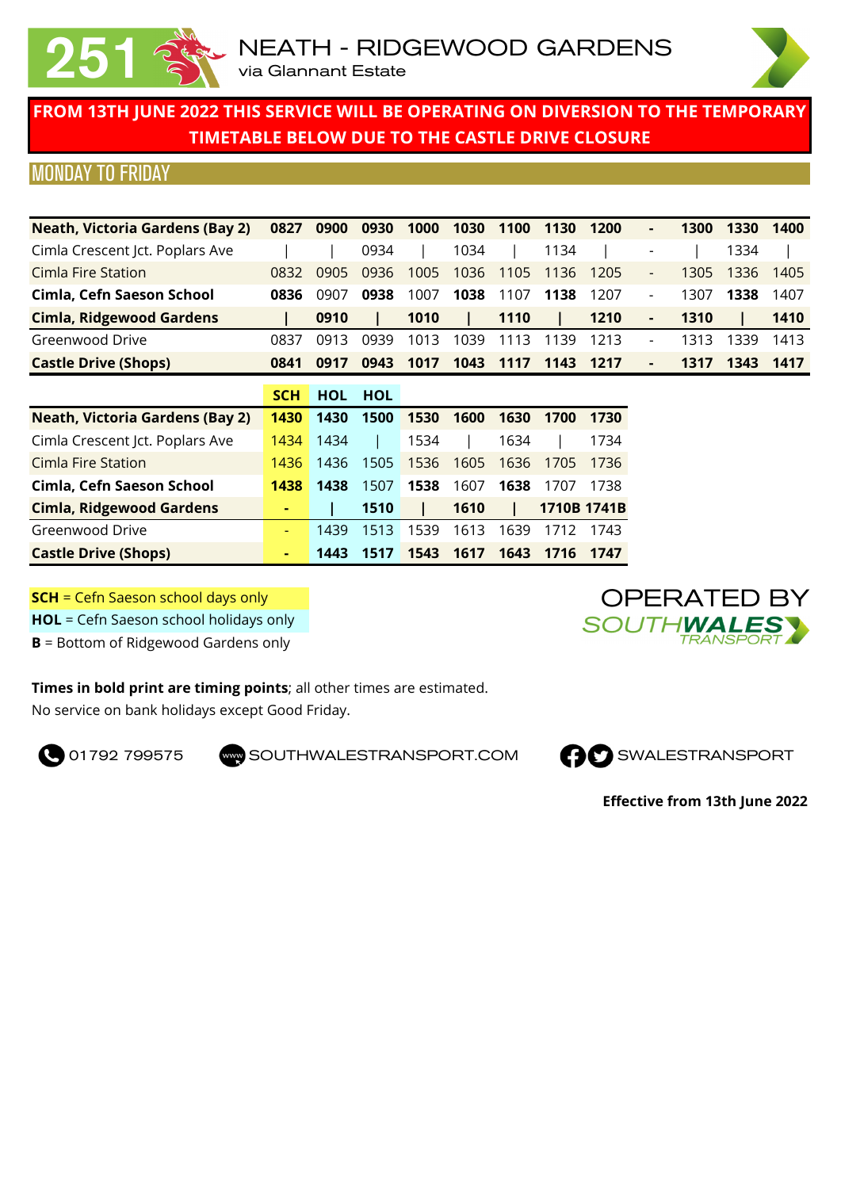# 251 NEATH - RIDGEWOOD GARDENS

via Glannant Estate

**FROM 13TH JUNE 2022 THIS SERVICE WILL BE OPERATING ON DIVERSION TO THE TEMPORARY TIMETABLE BELOW DUE TO THE CASTLE DRIVE CLOSURE**

## MONDAY TO FRIDAY

| | | | | | | | | | | | | |
|---|---|---|---|---|---|---|---|---|---|---|---|---|
| **Neath, Victoria Gardens (Bay 2)** | **0827** | **0900** | **0930** | **1000** | **1030** | **1100** | **1130** | **1200** | **-** | **1300** | **1330** | **1400** |
| Cimla Crescent Jct. Poplars Ave | \| | \| | 0934 | \| | 1034 | \| | 1134 | \| | - | \| | 1334 | \| |
| Cimla Fire Station | 0832 | 0905 | 0936 | 1005 | 1036 | 1105 | 1136 | 1205 | - | 1305 | 1336 | 1405 |
| **Cimla, Cefn Saeson School** | **0836** | 0907 | **0938** | 1007 | **1038** | 1107 | **1138** | 1207 | - | 1307 | **1338** | 1407 |
| **Cimla, Ridgewood Gardens** | **\|** | **0910** | **\|** | **1010** | **\|** | **1110** | **\|** | **1210** | **-** | **1310** | **\|** | **1410** |
| Greenwood Drive | 0837 | 0913 | 0939 | 1013 | 1039 | 1113 | 1139 | 1213 | - | 1313 | 1339 | 1413 |
| **Castle Drive (Shops)** | **0841** | **0917** | **0943** | **1017** | **1043** | **1117** | **1143** | **1217** | **-** | **1317** | **1343** | **1417** |

| | SCH | HOL | HOL | | | | | |
|---|---|---|---|---|---|---|---|---|
| **Neath, Victoria Gardens (Bay 2)** | **1430** | **1430** | **1500** | **1530** | **1600** | **1630** | **1700** | **1730** |
| Cimla Crescent Jct. Poplars Ave | 1434 | 1434 | \| | 1534 | \| | 1634 | \| | 1734 |
| Cimla Fire Station | 1436 | 1436 | 1505 | 1536 | 1605 | 1636 | 1705 | 1736 |
| **Cimla, Cefn Saeson School** | **1438** | **1438** | 1507 | **1538** | 1607 | **1638** | 1707 | 1738 |
| **Cimla, Ridgewood Gardens** | **-** | **\|** | **1510** | **\|** | **1610** | **\|** | **1710B** | **1741B** |
| Greenwood Drive | - | 1439 | 1513 | 1539 | 1613 | 1639 | 1712 | 1743 |
| **Castle Drive (Shops)** | **-** | **1443** | **1517** | **1543** | **1617** | **1643** | **1716** | **1747** |

**SCH** = Cefn Saeson school days only
**HOL** = Cefn Saeson school holidays only
**B** = Bottom of Ridgewood Gardens only

OPERATED BY SOUTH WALES TRANSPORT

**Times in bold print are timing points**; all other times are estimated.
No service on bank holidays except Good Friday.

01792 799575 SOUTHWALESTRANSPORT.COM SWALESTRANSPORT

**Effective from 13th June 2022**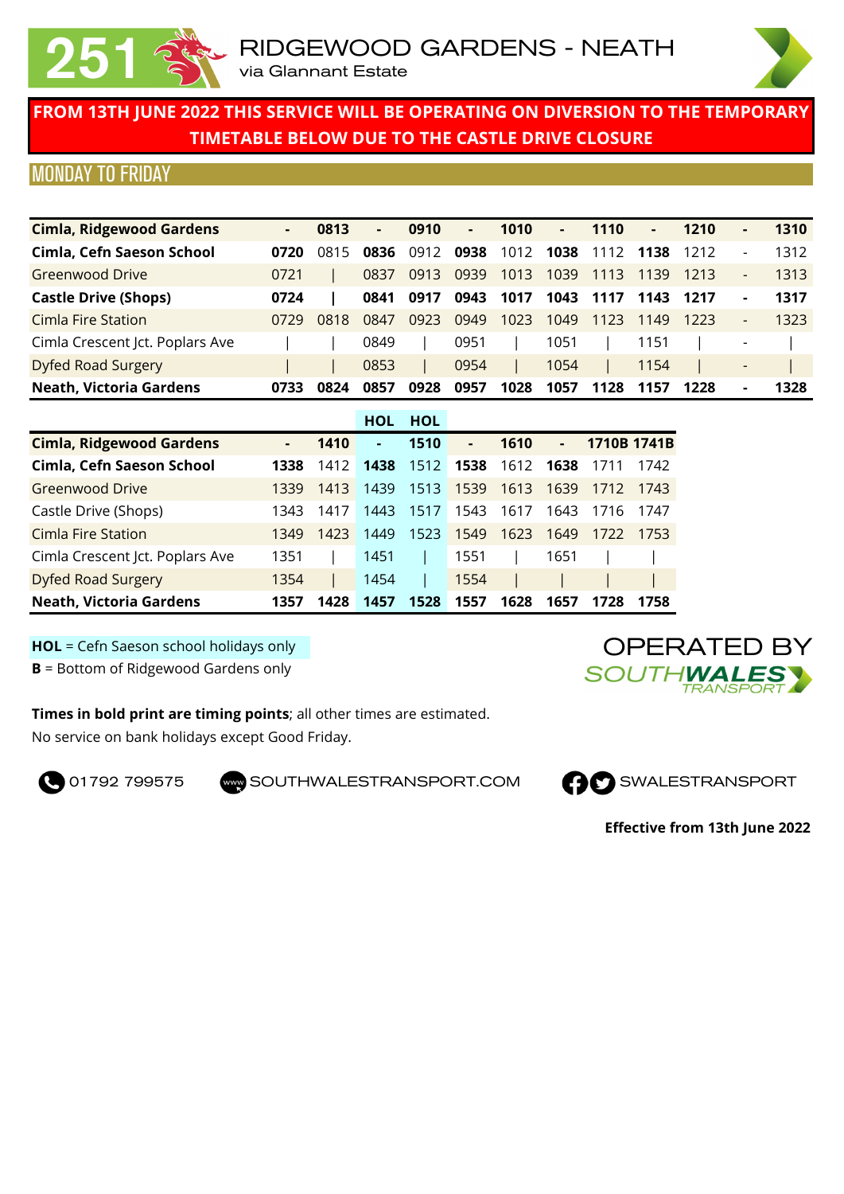# 251 RIDGEWOOD GARDENS - NEATH

via Glannant Estate

**FROM 13TH JUNE 2022 THIS SERVICE WILL BE OPERATING ON DIVERSION TO THE TEMPORARY TIMETABLE BELOW DUE TO THE CASTLE DRIVE CLOSURE**

## MONDAY TO FRIDAY

| | | | | | | | | | | | | |
|---|---|---|---|---|---|---|---|---|---|---|---|---|
| **Cimla, Ridgewood Gardens** | - | **0813** | - | **0910** | - | **1010** | - | **1110** | - | **1210** | - | **1310** |
| **Cimla, Cefn Saeson School** | **0720** | 0815 | **0836** | 0912 | **0938** | 1012 | **1038** | 1112 | **1138** | 1212 | - | 1312 |
| Greenwood Drive | 0721 | \| | 0837 | 0913 | 0939 | 1013 | 1039 | 1113 | 1139 | 1213 | - | 1313 |
| **Castle Drive (Shops)** | **0724** | \| | **0841** | **0917** | **0943** | **1017** | **1043** | **1117** | **1143** | **1217** | - | **1317** |
| Cimla Fire Station | 0729 | 0818 | 0847 | 0923 | 0949 | 1023 | 1049 | 1123 | 1149 | 1223 | - | 1323 |
| Cimla Crescent Jct. Poplars Ave | \| | \| | 0849 | \| | 0951 | \| | 1051 | \| | 1151 | \| | - | \| |
| Dyfed Road Surgery | \| | \| | 0853 | \| | 0954 | \| | 1054 | \| | 1154 | \| | - | \| |
| **Neath, Victoria Gardens** | **0733** | **0824** | **0857** | **0928** | **0957** | **1028** | **1057** | **1128** | **1157** | **1228** | - | **1328** |

| | | | **HOL** | **HOL** | | | | | |
|---|---|---|---|---|---|---|---|---|---|
| **Cimla, Ridgewood Gardens** | - | **1410** | - | **1510** | - | **1610** | - | **1710B** | **1741B** |
| **Cimla, Cefn Saeson School** | **1338** | 1412 | **1438** | 1512 | **1538** | 1612 | **1638** | 1711 | 1742 |
| Greenwood Drive | 1339 | 1413 | 1439 | 1513 | 1539 | 1613 | 1639 | 1712 | 1743 |
| Castle Drive (Shops) | 1343 | 1417 | 1443 | 1517 | 1543 | 1617 | 1643 | 1716 | 1747 |
| Cimla Fire Station | 1349 | 1423 | 1449 | 1523 | 1549 | 1623 | 1649 | 1722 | 1753 |
| Cimla Crescent Jct. Poplars Ave | 1351 | \| | 1451 | \| | 1551 | \| | 1651 | \| | \| |
| Dyfed Road Surgery | 1354 | \| | 1454 | \| | 1554 | \| | \| | \| | \| |
| **Neath, Victoria Gardens** | **1357** | **1428** | **1457** | **1528** | **1557** | **1628** | **1657** | **1728** | **1758** |

**HOL** = Cefn Saeson school holidays only
**B** = Bottom of Ridgewood Gardens only

OPERATED BY SOUTH WALES TRANSPORT

**Times in bold print are timing points**; all other times are estimated.
No service on bank holidays except Good Friday.

01792 799575 SOUTHWALESTRANSPORT.COM SWALESTRANSPORT

**Effective from 13th June 2022**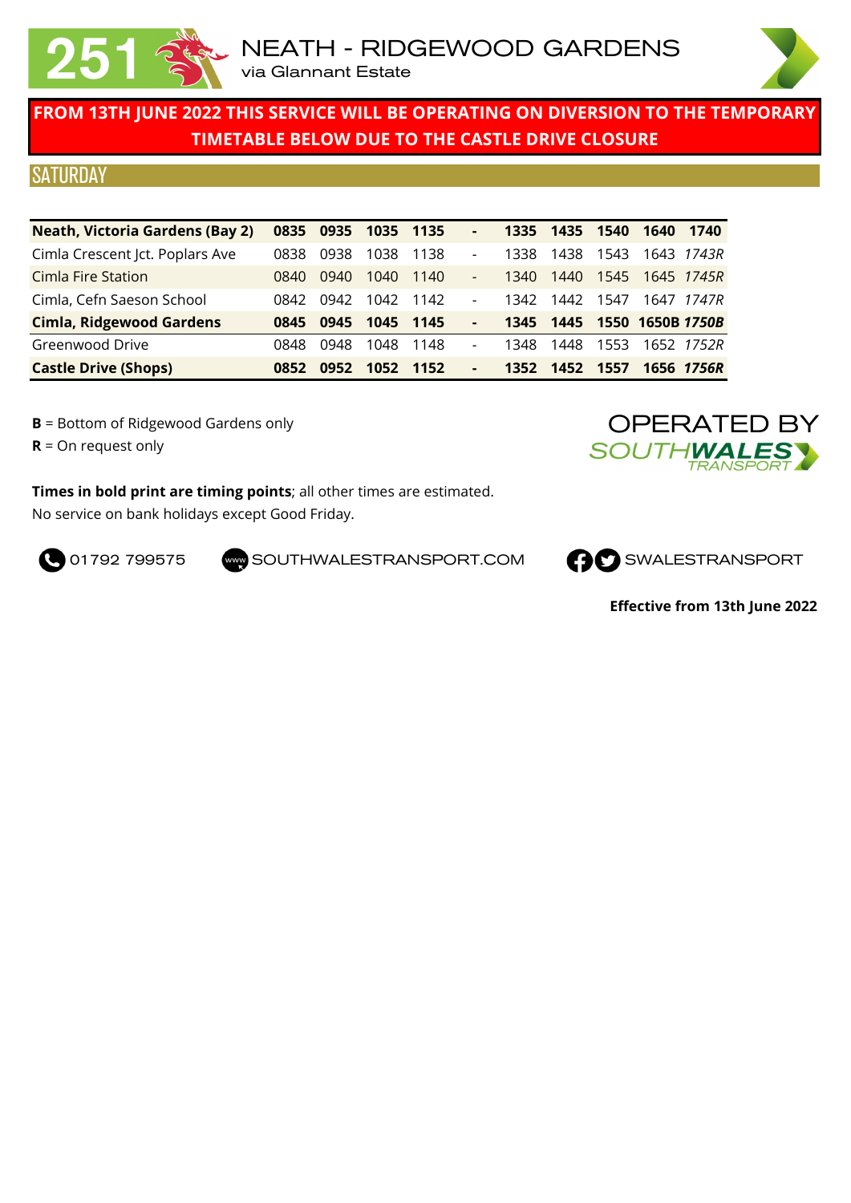# 251 NEATH - RIDGEWOOD GARDENS

via Glannant Estate

**FROM 13TH JUNE 2022 THIS SERVICE WILL BE OPERATING ON DIVERSION TO THE TEMPORARY TIMETABLE BELOW DUE TO THE CASTLE DRIVE CLOSURE**

## SATURDAY

| **Neath, Victoria Gardens (Bay 2)** | **0835** | **0935** | **1035** | **1135** | **-** | **1335** | **1435** | **1540** | **1640** | **1740** |
|---|---|---|---|---|---|---|---|---|---|---|
| Cimla Crescent Jct. Poplars Ave | 0838 | 0938 | 1038 | 1138 | - | 1338 | 1438 | 1543 | 1643 | *1743R* |
| Cimla Fire Station | 0840 | 0940 | 1040 | 1140 | - | 1340 | 1440 | 1545 | 1645 | *1745R* |
| Cimla, Cefn Saeson School | 0842 | 0942 | 1042 | 1142 | - | 1342 | 1442 | 1547 | 1647 | *1747R* |
| **Cimla, Ridgewood Gardens** | **0845** | **0945** | **1045** | **1145** | **-** | **1345** | **1445** | **1550** | **1650B** | ***1750B*** |
| Greenwood Drive | 0848 | 0948 | 1048 | 1148 | - | 1348 | 1448 | 1553 | 1652 | *1752R* |
| **Castle Drive (Shops)** | **0852** | **0952** | **1052** | **1152** | **-** | **1352** | **1452** | **1557** | **1656** | ***1756R*** |

**B** = Bottom of Ridgewood Gardens only
**R** = On request only

OPERATED BY SOUTHWALES TRANSPORT

**Times in bold print are timing points**; all other times are estimated.
No service on bank holidays except Good Friday.

01792 799575 SOUTHWALESTRANSPORT.COM SWALESTRANSPORT

**Effective from 13th June 2022**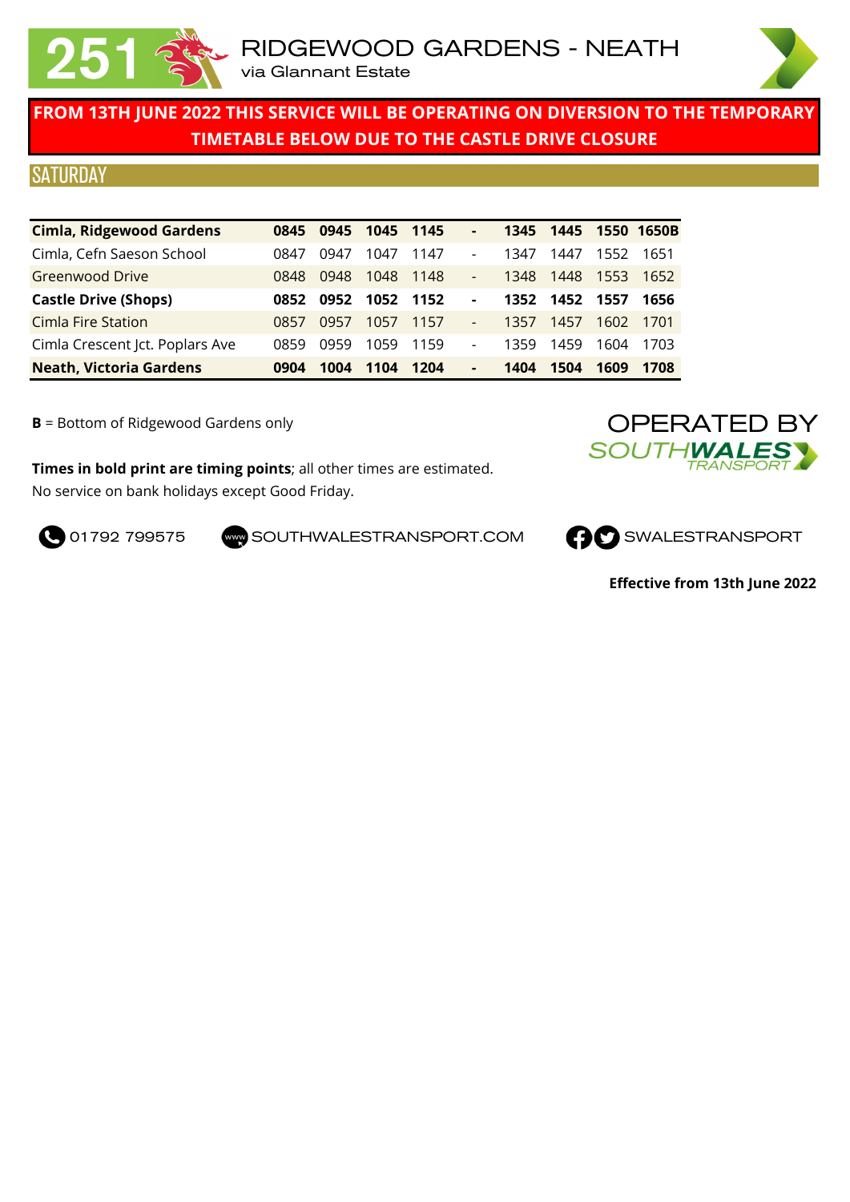# 251 RIDGEWOOD GARDENS - NEATH

via Glannant Estate

**FROM 13TH JUNE 2022 THIS SERVICE WILL BE OPERATING ON DIVERSION TO THE TEMPORARY TIMETABLE BELOW DUE TO THE CASTLE DRIVE CLOSURE**

## SATURDAY

| | | | | | | | | | |
|---|---|---|---|---|---|---|---|---|---|
| **Cimla, Ridgewood Gardens** | **0845** | **0945** | **1045** | **1145** | **-** | **1345** | **1445** | **1550** | **1650B** |
| Cimla, Cefn Saeson School | 0847 | 0947 | 1047 | 1147 | - | 1347 | 1447 | 1552 | 1651 |
| Greenwood Drive | 0848 | 0948 | 1048 | 1148 | - | 1348 | 1448 | 1553 | 1652 |
| **Castle Drive (Shops)** | **0852** | **0952** | **1052** | **1152** | **-** | **1352** | **1452** | **1557** | **1656** |
| Cimla Fire Station | 0857 | 0957 | 1057 | 1157 | - | 1357 | 1457 | 1602 | 1701 |
| Cimla Crescent Jct. Poplars Ave | 0859 | 0959 | 1059 | 1159 | - | 1359 | 1459 | 1604 | 1703 |
| **Neath, Victoria Gardens** | **0904** | **1004** | **1104** | **1204** | **-** | **1404** | **1504** | **1609** | **1708** |

**B** = Bottom of Ridgewood Gardens only

**Times in bold print are timing points**; all other times are estimated.
No service on bank holidays except Good Friday.

OPERATED BY SOUTHWALES TRANSPORT

01792 799575 SOUTHWALESTRANSPORT.COM SWALESTRANSPORT

**Effective from 13th June 2022**